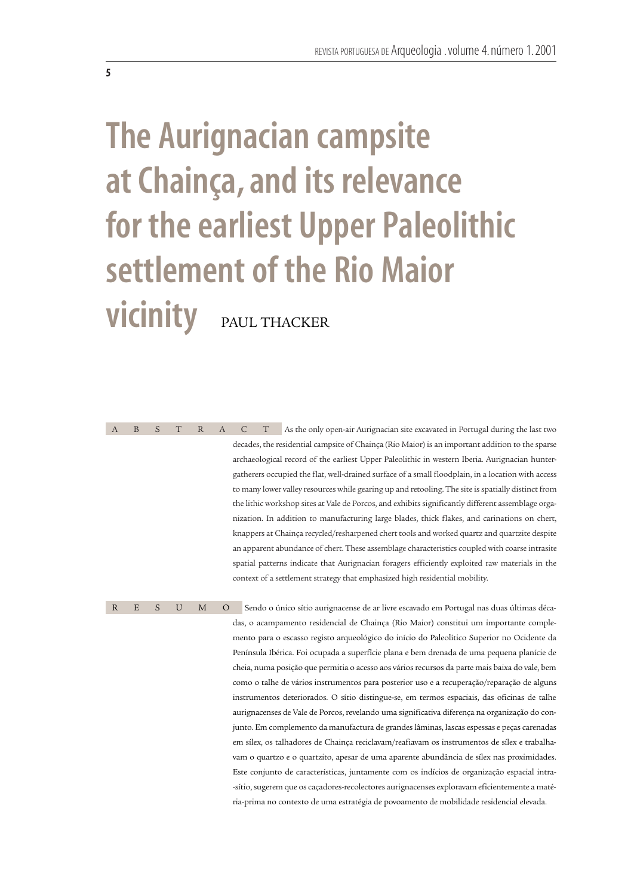# The Aurignacian campsite at Chainça, and its relevance for the earliest Upper Paleolithic settlement of the Rio Maior vicinity

PAUL THACKER

**ABSTRACT** As the only open-air Aurignacian site excavated in Portugal during the last two decades, the residential campsite of Chainça (Rio Maior) is an important addition to the sparse archaeological record of the earliest Upper Paleolithic in western Iberia. Aurignacian hunter-gatherers occupied the flat, well-drained surface of a small floodplain, in a location with access to many lower valley resources while gearing up and retooling. The site is spatially distinct from the lithic workshop sites at Vale de Porcos, and exhibits significantly different assemblage organization. In addition to manufacturing large blades, thick flakes, and carinations on chert, knappers at Chainça recycled/resharpened chert tools and worked quartz and quartzite despite an apparent abundance of chert. These assemblage characteristics coupled with coarse intrasite spatial patterns indicate that Aurignacian foragers efficiently exploited raw materials in the context of a settlement strategy that emphasized high residential mobility.

**RESUMO** Sendo o único sítio aurignacense de ar livre escavado em Portugal nas duas últimas décadas, o acampamento residencial de Chainça (Rio Maior) constitui um importante complemento para o escasso registo arqueológico do início do Paleolítico Superior no Ocidente da Península Ibérica. Foi ocupada a superfície plana e bem drenada de uma pequena planície de cheia, numa posição que permitia o acesso aos vários recursos da parte mais baixa do vale, bem como o talhe de vários instrumentos para posterior uso e a recuperação/reparação de alguns instrumentos deteriorados. O sítio distingue-se, em termos espaciais, das oficinas de talhe aurignacenses de Vale de Porcos, revelando uma significativa diferença na organização do conjunto. Em complemento da manufactura de grandes lâminas, lascas espessas e peças carenadas em sílex, os talhadores de Chainça reciclavam/reafiavam os instrumentos de sílex e trabalhavam o quartzo e o quartzito, apesar de uma aparente abundância de sílex nas proximidades. Este conjunto de características, juntamente com os indícios de organização espacial intra-sítio, sugerem que os caçadores-recolectores aurignacenses exploravam eficientemente a matéria-prima no contexto de uma estratégia de povoamento de mobilidade residencial elevada.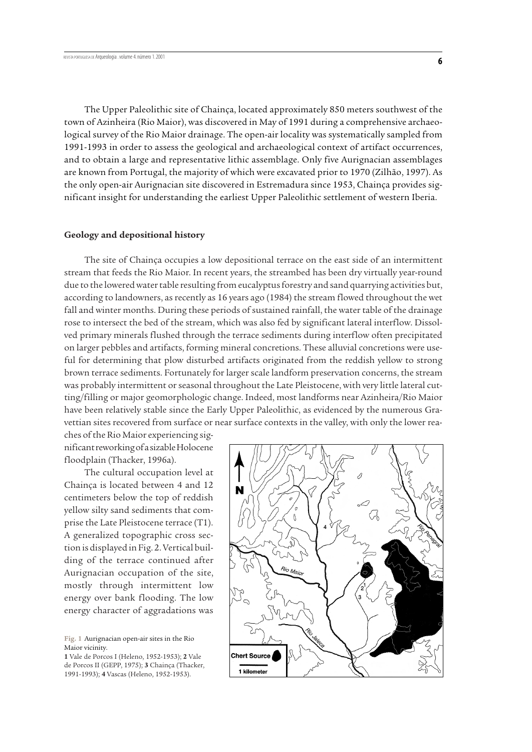The Upper Paleolithic site of Chainça, located approximately 850 meters southwest of the town of Azinheira (Rio Maior), was discovered in May of 1991 during a comprehensive archaeological survey of the Rio Maior drainage. The open-air locality was systematically sampled from 1991-1993 in order to assess the geological and archaeological context of artifact occurrences, and to obtain a large and representative lithic assemblage. Only five Aurignacian assemblages are known from Portugal, the majority of which were excavated prior to 1970 (Zilhão, 1997). As the only open-air Aurignacian site discovered in Estremadura since 1953, Chainça provides significant insight for understanding the earliest Upper Paleolithic settlement of western Iberia.

## Geology and depositional history

The site of Chainça occupies a low depositional terrace on the east side of an intermittent stream that feeds the Rio Maior. In recent years, the streambed has been dry virtually year-round due to the lowered water table resulting from eucalyptus forestry and sand quarrying activities but, according to landowners, as recently as 16 years ago (1984) the stream flowed throughout the wet fall and winter months. During these periods of sustained rainfall, the water table of the drainage rose to intersect the bed of the stream, which was also fed by significant lateral interflow. Dissolved primary minerals flushed through the terrace sediments during interflow often precipitated on larger pebbles and artifacts, forming mineral concretions. These alluvial concretions were useful for determining that plow disturbed artifacts originated from the reddish yellow to strong brown terrace sediments. Fortunately for larger scale landform preservation concerns, the stream was probably intermittent or seasonal throughout the Late Pleistocene, with very little lateral cutting/filling or major geomorphologic change. Indeed, most landforms near Azinheira/Rio Maior have been relatively stable since the Early Upper Paleolithic, as evidenced by the numerous Gravettian sites recovered from surface or near surface contexts in the valley, with only the lower reaches of the Rio Maior experiencing significant reworking of a sizable Holocene floodplain (Thacker, 1996a).

The cultural occupation level at Chainça is located between 4 and 12 centimeters below the top of reddish yellow silty sand sediments that comprise the Late Pleistocene terrace (T1). A generalized topographic cross section is displayed in Fig. 2. Vertical building of the terrace continued after Aurignacian occupation of the site, mostly through intermittent low energy over bank flooding. The low energy character of aggradations was

Fig. 1 Aurignacian open-air sites in the Rio Maior vicinity.
**1** Vale de Porcos I (Heleno, 1952-1953); **2** Vale de Porcos II (GEPP, 1975); **3** Chainça (Thacker, 1991-1993); **4** Vascas (Heleno, 1952-1953).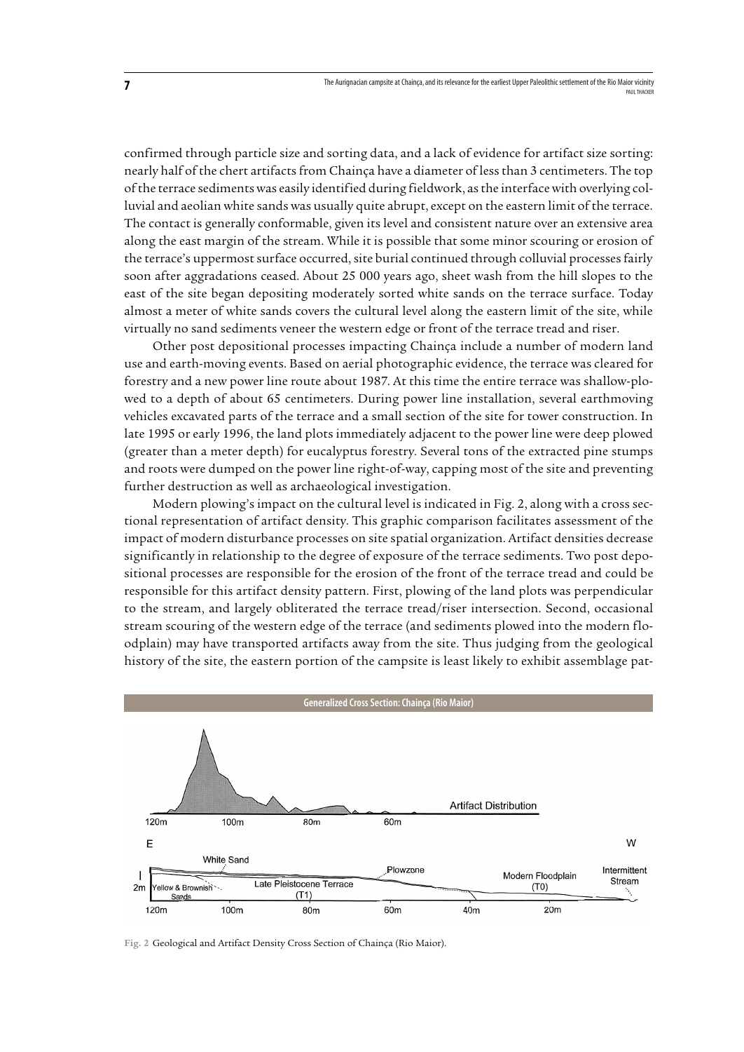confirmed through particle size and sorting data, and a lack of evidence for artifact size sorting: nearly half of the chert artifacts from Chainça have a diameter of less than 3 centimeters. The top of the terrace sediments was easily identified during fieldwork, as the interface with overlying colluvial and aeolian white sands was usually quite abrupt, except on the eastern limit of the terrace. The contact is generally conformable, given its level and consistent nature over an extensive area along the east margin of the stream. While it is possible that some minor scouring or erosion of the terrace's uppermost surface occurred, site burial continued through colluvial processes fairly soon after aggradations ceased. About 25 000 years ago, sheet wash from the hill slopes to the east of the site began depositing moderately sorted white sands on the terrace surface. Today almost a meter of white sands covers the cultural level along the eastern limit of the site, while virtually no sand sediments veneer the western edge or front of the terrace tread and riser.

Other post depositional processes impacting Chainça include a number of modern land use and earth-moving events. Based on aerial photographic evidence, the terrace was cleared for forestry and a new power line route about 1987. At this time the entire terrace was shallow-plowed to a depth of about 65 centimeters. During power line installation, several earthmoving vehicles excavated parts of the terrace and a small section of the site for tower construction. In late 1995 or early 1996, the land plots immediately adjacent to the power line were deep plowed (greater than a meter depth) for eucalyptus forestry. Several tons of the extracted pine stumps and roots were dumped on the power line right-of-way, capping most of the site and preventing further destruction as well as archaeological investigation.

Modern plowing's impact on the cultural level is indicated in Fig. 2, along with a cross sectional representation of artifact density. This graphic comparison facilitates assessment of the impact of modern disturbance processes on site spatial organization. Artifact densities decrease significantly in relationship to the degree of exposure of the terrace sediments. Two post depositional processes are responsible for the erosion of the front of the terrace tread and could be responsible for this artifact density pattern. First, plowing of the land plots was perpendicular to the stream, and largely obliterated the terrace tread/riser intersection. Second, occasional stream scouring of the western edge of the terrace (and sediments plowed into the modern floodplain) may have transported artifacts away from the site. Thus judging from the geological history of the site, the eastern portion of the campsite is least likely to exhibit assemblage pat-

**Generalized Cross Section: Chainça (Rio Maior)**

Fig. 2 Geological and Artifact Density Cross Section of Chainça (Rio Maior).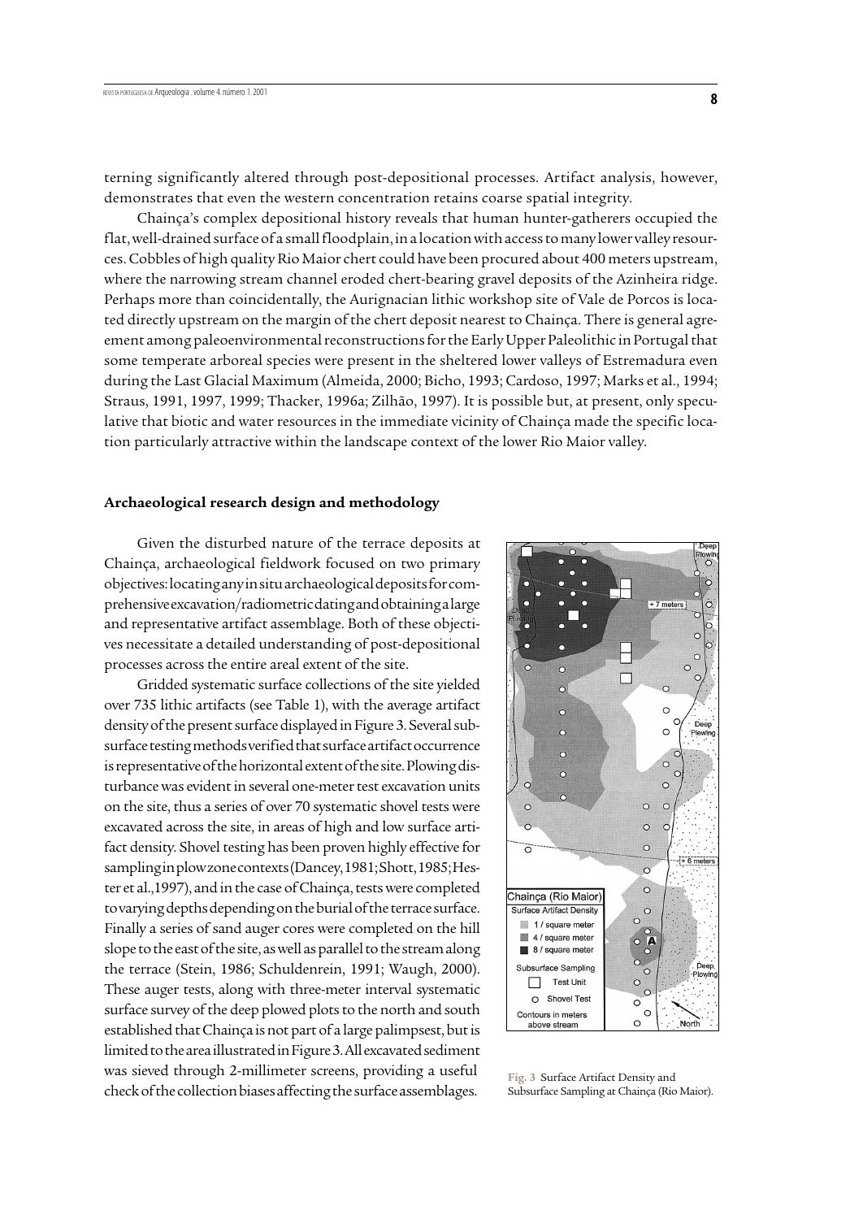terning significantly altered through post-depositional processes. Artifact analysis, however, demonstrates that even the western concentration retains coarse spatial integrity.

Chainça's complex depositional history reveals that human hunter-gatherers occupied the flat, well-drained surface of a small floodplain, in a location with access to many lower valley resources. Cobbles of high quality Rio Maior chert could have been procured about 400 meters upstream, where the narrowing stream channel eroded chert-bearing gravel deposits of the Azinheira ridge. Perhaps more than coincidentally, the Aurignacian lithic workshop site of Vale de Porcos is located directly upstream on the margin of the chert deposit nearest to Chainça. There is general agreement among paleoenvironmental reconstructions for the Early Upper Paleolithic in Portugal that some temperate arboreal species were present in the sheltered lower valleys of Estremadura even during the Last Glacial Maximum (Almeida, 2000; Bicho, 1993; Cardoso, 1997; Marks et al., 1994; Straus, 1991, 1997, 1999; Thacker, 1996a; Zilhão, 1997). It is possible but, at present, only speculative that biotic and water resources in the immediate vicinity of Chainça made the specific location particularly attractive within the landscape context of the lower Rio Maior valley.

## Archaeological research design and methodology

Given the disturbed nature of the terrace deposits at Chainça, archaeological fieldwork focused on two primary objectives: locating any in situ archaeological deposits for comprehensive excavation/radiometric dating and obtaining a large and representative artifact assemblage. Both of these objectives necessitate a detailed understanding of post-depositional processes across the entire areal extent of the site.

Gridded systematic surface collections of the site yielded over 735 lithic artifacts (see Table 1), with the average artifact density of the present surface displayed in Figure 3. Several subsurface testing methods verified that surface artifact occurrence is representative of the horizontal extent of the site. Plowing disturbance was evident in several one-meter test excavation units on the site, thus a series of over 70 systematic shovel tests were excavated across the site, in areas of high and low surface artifact density. Shovel testing has been proven highly effective for sampling in plowzone contexts (Dancey, 1981; Shott, 1985; Hester et al., 1997), and in the case of Chainça, tests were completed to varying depths depending on the burial of the terrace surface. Finally a series of sand auger cores were completed on the hill slope to the east of the site, as well as parallel to the stream along the terrace (Stein, 1986; Schuldenrein, 1991; Waugh, 2000). These auger tests, along with three-meter interval systematic surface survey of the deep plowed plots to the north and south established that Chainça is not part of a large palimpsest, but is limited to the area illustrated in Figure 3. All excavated sediment was sieved through 2-millimeter screens, providing a useful check of the collection biases affecting the surface assemblages.

Fig. 3 Surface Artifact Density and Subsurface Sampling at Chainça (Rio Maior).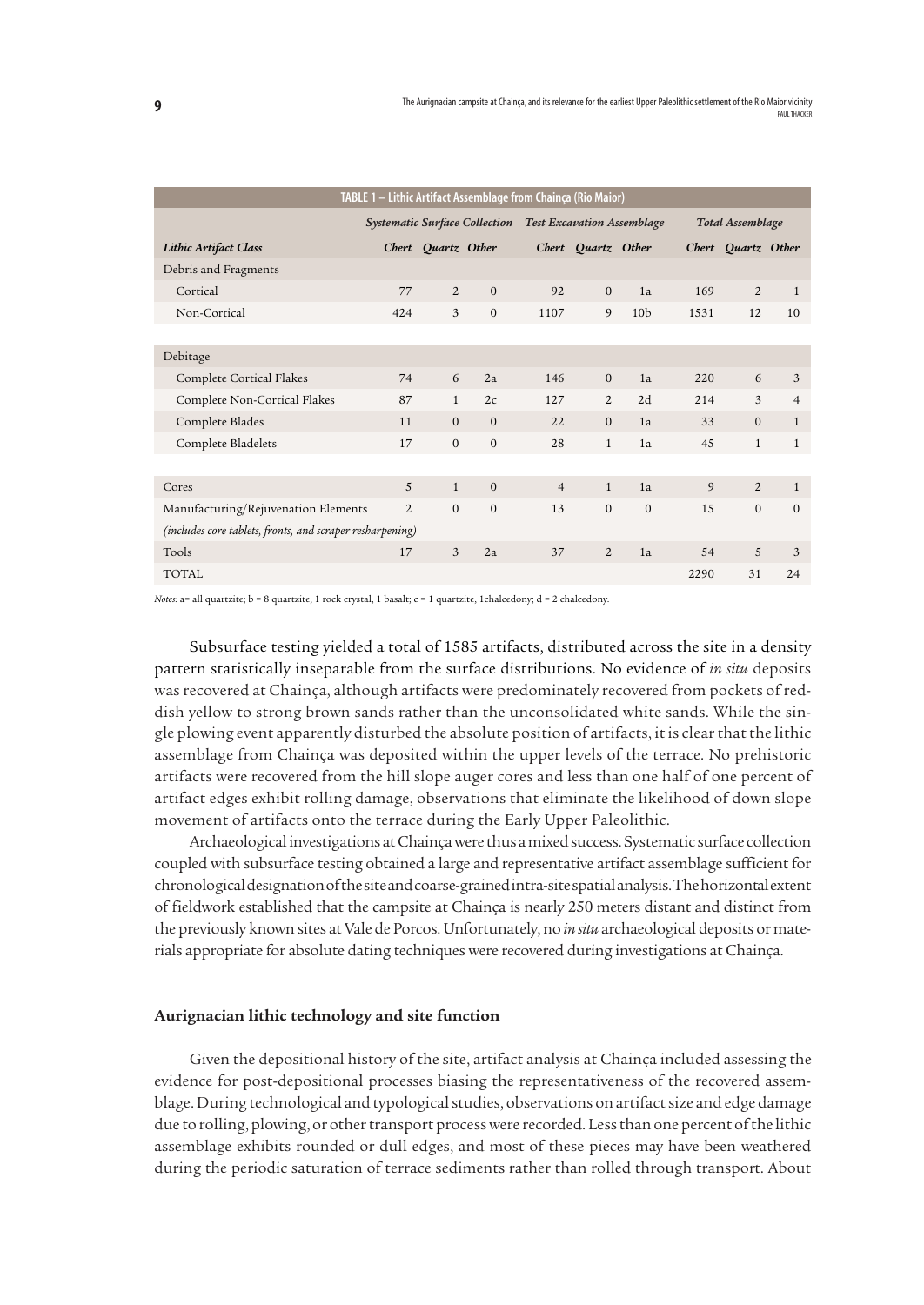| TABLE 1 – Lithic Artifact Assemblage from Chainça (Rio Maior) | | | | | | | | | |
|---|---|---|---|---|---|---|---|---|---|
| | *Systematic Surface Collection* | | | *Test Excavation Assemblage* | | | *Total Assemblage* | | |
| ***Lithic Artifact Class*** | ***Chert*** | ***Quartz*** | ***Other*** | ***Chert*** | ***Quartz*** | ***Other*** | ***Chert*** | ***Quartz*** | ***Other*** |
| Debris and Fragments | | | | | | | | | |
| Cortical | 77 | 2 | 0 | 92 | 0 | 1a | 169 | 2 | 1 |
| Non-Cortical | 424 | 3 | 0 | 1107 | 9 | 10b | 1531 | 12 | 10 |
| | | | | | | | | | |
| Debitage | | | | | | | | | |
| Complete Cortical Flakes | 74 | 6 | 2a | 146 | 0 | 1a | 220 | 6 | 3 |
| Complete Non-Cortical Flakes | 87 | 1 | 2c | 127 | 2 | 2d | 214 | 3 | 4 |
| Complete Blades | 11 | 0 | 0 | 22 | 0 | 1a | 33 | 0 | 1 |
| Complete Bladelets | 17 | 0 | 0 | 28 | 1 | 1a | 45 | 1 | 1 |
| | | | | | | | | | |
| Cores | 5 | 1 | 0 | 4 | 1 | 1a | 9 | 2 | 1 |
| Manufacturing/Rejuvenation Elements | 2 | 0 | 0 | 13 | 0 | 0 | 15 | 0 | 0 |
| *(includes core tablets, fronts, and scraper resharpening)* | | | | | | | | | |
| Tools | 17 | 3 | 2a | 37 | 2 | 1a | 54 | 5 | 3 |
| TOTAL | | | | | | | 2290 | 31 | 24 |

*Notes:* a= all quartzite; b = 8 quartzite, 1 rock crystal, 1 basalt; c = 1 quartzite, 1chalcedony; d = 2 chalcedony.

Subsurface testing yielded a total of 1585 artifacts, distributed across the site in a density pattern statistically inseparable from the surface distributions. No evidence of *in situ* deposits was recovered at Chainça, although artifacts were predominately recovered from pockets of reddish yellow to strong brown sands rather than the unconsolidated white sands. While the single plowing event apparently disturbed the absolute position of artifacts, it is clear that the lithic assemblage from Chainça was deposited within the upper levels of the terrace. No prehistoric artifacts were recovered from the hill slope auger cores and less than one half of one percent of artifact edges exhibit rolling damage, observations that eliminate the likelihood of down slope movement of artifacts onto the terrace during the Early Upper Paleolithic.

Archaeological investigations at Chainça were thus a mixed success. Systematic surface collection coupled with subsurface testing obtained a large and representative artifact assemblage sufficient for chronological designation of the site and coarse-grained intra-site spatial analysis. The horizontal extent of fieldwork established that the campsite at Chainça is nearly 250 meters distant and distinct from the previously known sites at Vale de Porcos. Unfortunately, no *in situ* archaeological deposits or materials appropriate for absolute dating techniques were recovered during investigations at Chainça.

## Aurignacian lithic technology and site function

Given the depositional history of the site, artifact analysis at Chainça included assessing the evidence for post-depositional processes biasing the representativeness of the recovered assemblage. During technological and typological studies, observations on artifact size and edge damage due to rolling, plowing, or other transport process were recorded. Less than one percent of the lithic assemblage exhibits rounded or dull edges, and most of these pieces may have been weathered during the periodic saturation of terrace sediments rather than rolled through transport. About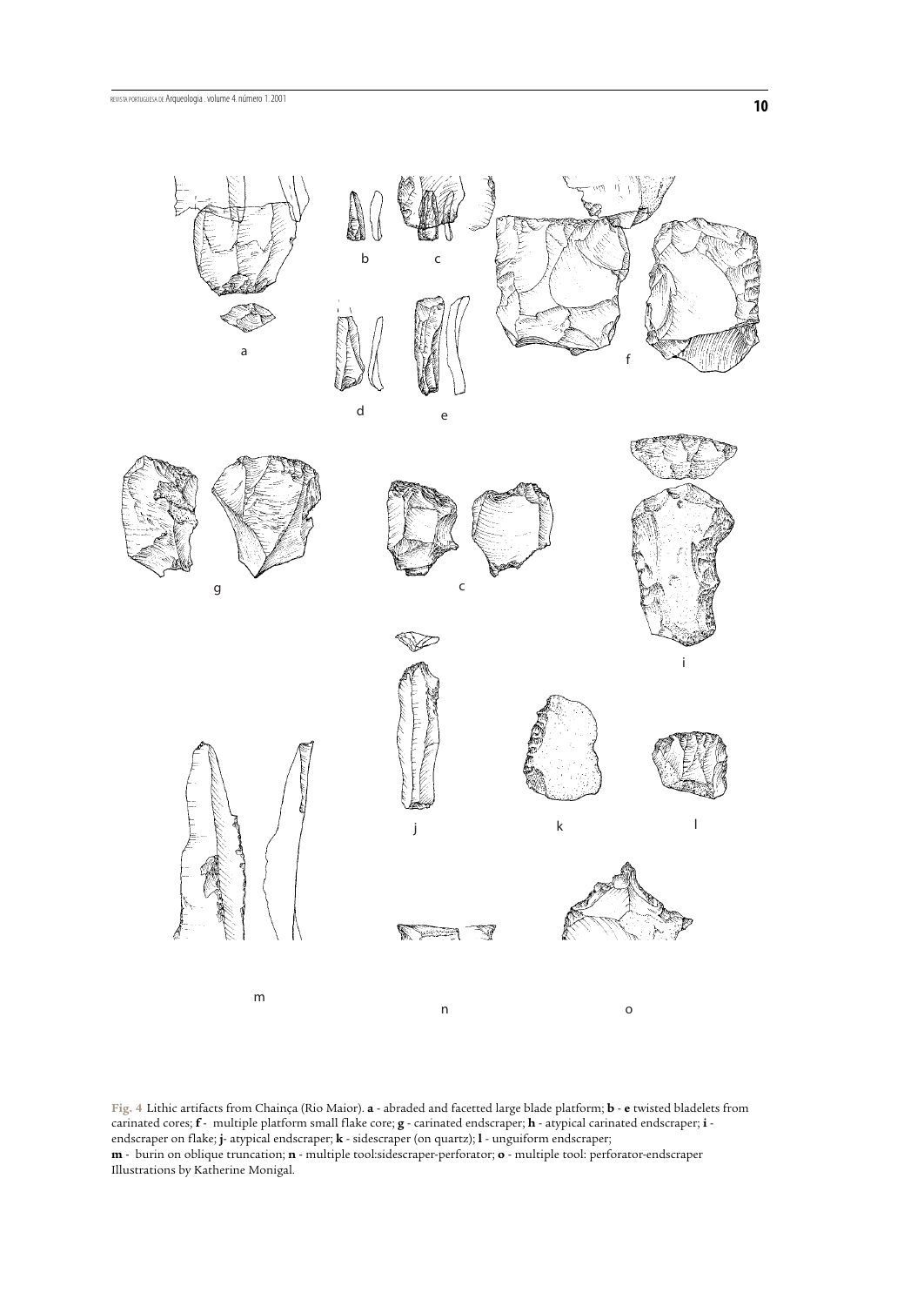Fig. 4 Lithic artifacts from Chainça (Rio Maior). **a** - abraded and facetted large blade platform; **b** - **e** twisted bladelets from carinated cores; **f** - multiple platform small flake core; **g** - carinated endscraper; **h** - atypical carinated endscraper; **i** - endscraper on flake; **j**- atypical endscraper; **k** - sidescraper (on quartz); **l** - unguiform endscraper; **m** - burin on oblique truncation; **n** - multiple tool:sidescraper-perforator; **o** - multiple tool: perforator-endscraper
Illustrations by Katherine Monigal.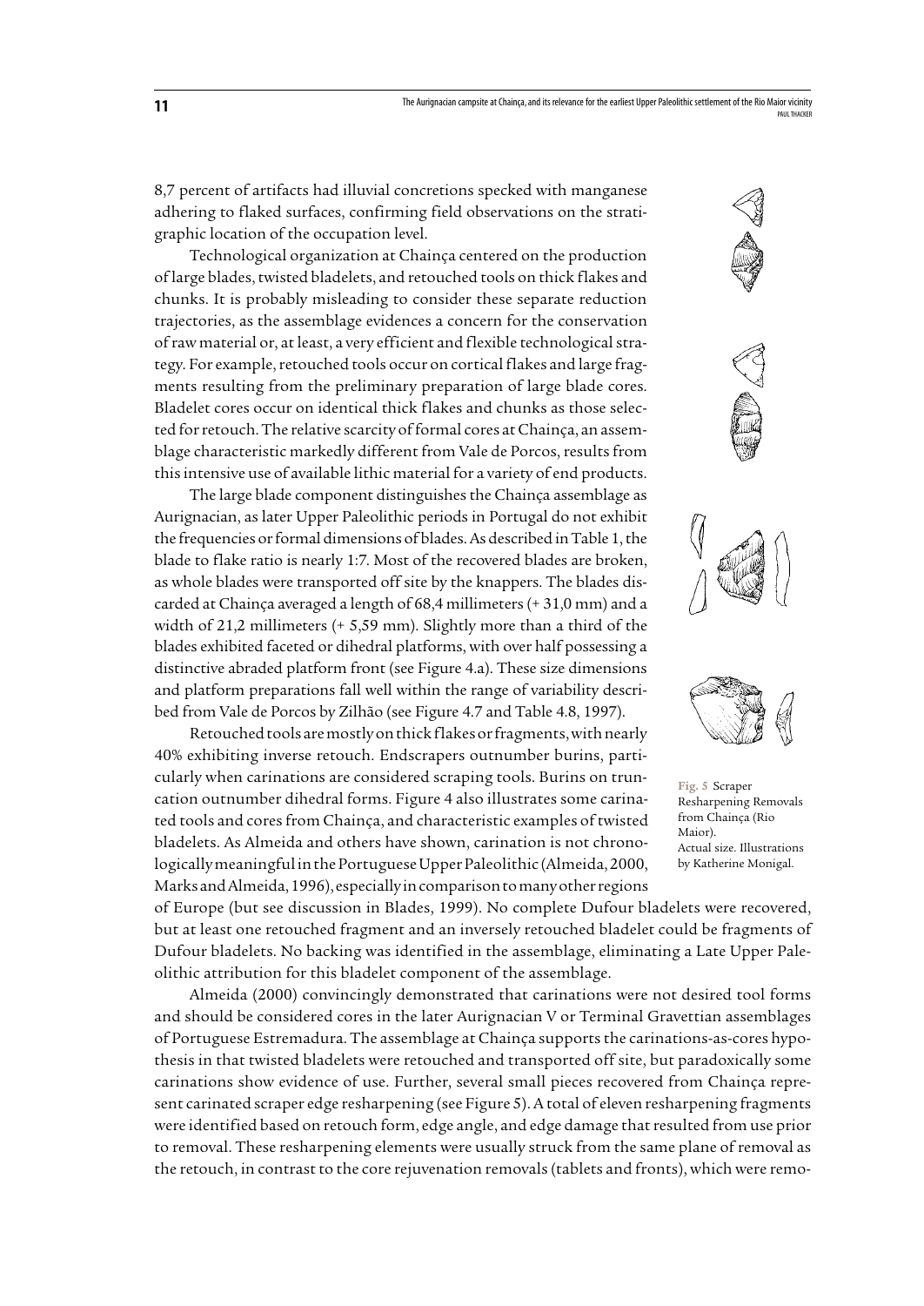8,7 percent of artifacts had illuvial concretions specked with manganese adhering to flaked surfaces, confirming field observations on the stratigraphic location of the occupation level.

Technological organization at Chainça centered on the production of large blades, twisted bladelets, and retouched tools on thick flakes and chunks. It is probably misleading to consider these separate reduction trajectories, as the assemblage evidences a concern for the conservation of raw material or, at least, a very efficient and flexible technological strategy. For example, retouched tools occur on cortical flakes and large fragments resulting from the preliminary preparation of large blade cores. Bladelet cores occur on identical thick flakes and chunks as those selected for retouch. The relative scarcity of formal cores at Chainça, an assemblage characteristic markedly different from Vale de Porcos, results from this intensive use of available lithic material for a variety of end products.

The large blade component distinguishes the Chainça assemblage as Aurignacian, as later Upper Paleolithic periods in Portugal do not exhibit the frequencies or formal dimensions of blades. As described in Table 1, the blade to flake ratio is nearly 1:7. Most of the recovered blades are broken, as whole blades were transported off site by the knappers. The blades discarded at Chainça averaged a length of 68,4 millimeters (+ 31,0 mm) and a width of 21,2 millimeters (+ 5,59 mm). Slightly more than a third of the blades exhibited faceted or dihedral platforms, with over half possessing a distinctive abraded platform front (see Figure 4.a). These size dimensions and platform preparations fall well within the range of variability described from Vale de Porcos by Zilhão (see Figure 4.7 and Table 4.8, 1997).

Retouched tools are mostly on thick flakes or fragments, with nearly 40% exhibiting inverse retouch. Endscrapers outnumber burins, particularly when carinations are considered scraping tools. Burins on truncation outnumber dihedral forms. Figure 4 also illustrates some carinated tools and cores from Chainça, and characteristic examples of twisted bladelets. As Almeida and others have shown, carination is not chronologically meaningful in the Portuguese Upper Paleolithic (Almeida, 2000, Marks and Almeida, 1996), especially in comparison to many other regions of Europe (but see discussion in Blades, 1999). No complete Dufour bladelets were recovered, but at least one retouched fragment and an inversely retouched bladelet could be fragments of Dufour bladelets. No backing was identified in the assemblage, eliminating a Late Upper Paleolithic attribution for this bladelet component of the assemblage.

**Fig. 5** Scraper Resharpening Removals from Chainça (Rio Maior). Actual size. Illustrations by Katherine Monigal.

Almeida (2000) convincingly demonstrated that carinations were not desired tool forms and should be considered cores in the later Aurignacian V or Terminal Gravettian assemblages of Portuguese Estremadura. The assemblage at Chainça supports the carinations-as-cores hypothesis in that twisted bladelets were retouched and transported off site, but paradoxically some carinations show evidence of use. Further, several small pieces recovered from Chainça represent carinated scraper edge resharpening (see Figure 5). A total of eleven resharpening fragments were identified based on retouch form, edge angle, and edge damage that resulted from use prior to removal. These resharpening elements were usually struck from the same plane of removal as the retouch, in contrast to the core rejuvenation removals (tablets and fronts), which were remo-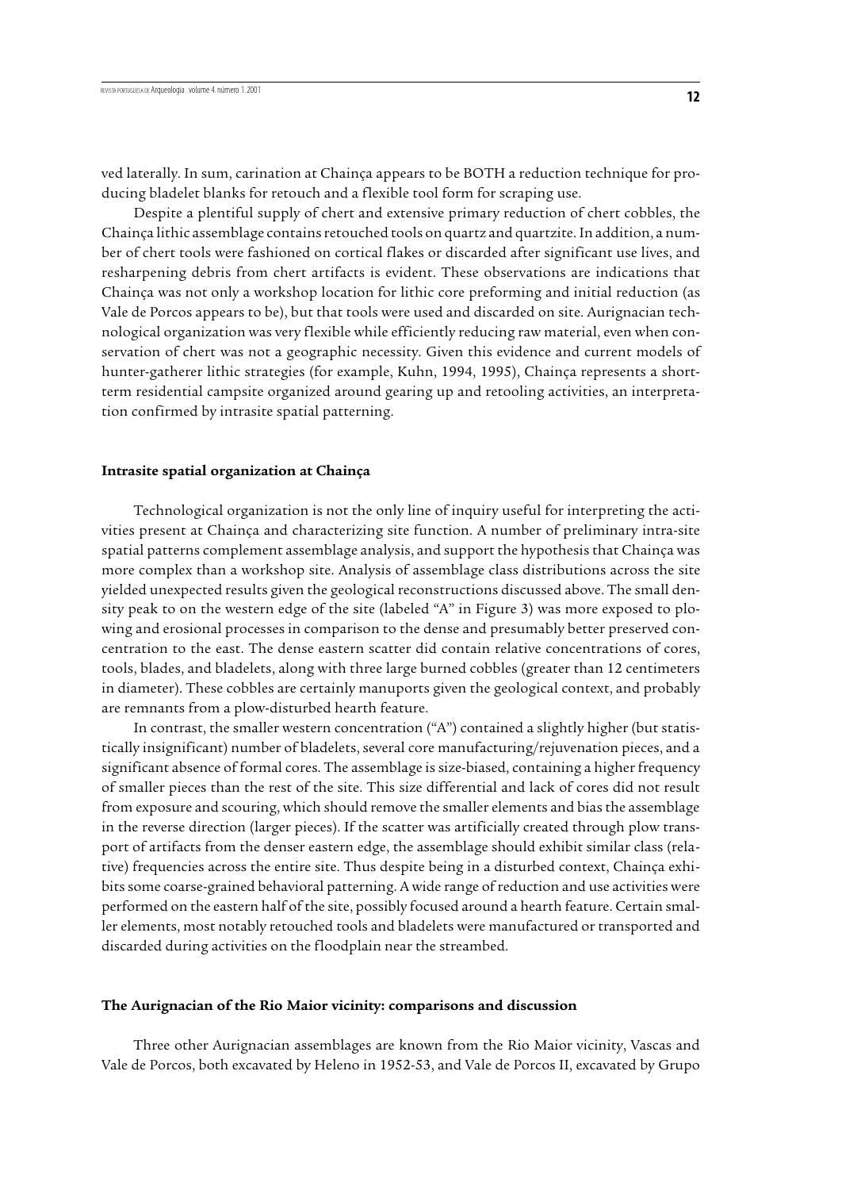ved laterally. In sum, carination at Chainça appears to be BOTH a reduction technique for producing bladelet blanks for retouch and a flexible tool form for scraping use.

Despite a plentiful supply of chert and extensive primary reduction of chert cobbles, the Chainça lithic assemblage contains retouched tools on quartz and quartzite. In addition, a number of chert tools were fashioned on cortical flakes or discarded after significant use lives, and resharpening debris from chert artifacts is evident. These observations are indications that Chainça was not only a workshop location for lithic core preforming and initial reduction (as Vale de Porcos appears to be), but that tools were used and discarded on site. Aurignacian technological organization was very flexible while efficiently reducing raw material, even when conservation of chert was not a geographic necessity. Given this evidence and current models of hunter-gatherer lithic strategies (for example, Kuhn, 1994, 1995), Chainça represents a short-term residential campsite organized around gearing up and retooling activities, an interpretation confirmed by intrasite spatial patterning.

### Intrasite spatial organization at Chainça

Technological organization is not the only line of inquiry useful for interpreting the activities present at Chainça and characterizing site function. A number of preliminary intra-site spatial patterns complement assemblage analysis, and support the hypothesis that Chainça was more complex than a workshop site. Analysis of assemblage class distributions across the site yielded unexpected results given the geological reconstructions discussed above. The small density peak to on the western edge of the site (labeled "A" in Figure 3) was more exposed to plowing and erosional processes in comparison to the dense and presumably better preserved concentration to the east. The dense eastern scatter did contain relative concentrations of cores, tools, blades, and bladelets, along with three large burned cobbles (greater than 12 centimeters in diameter). These cobbles are certainly manuports given the geological context, and probably are remnants from a plow-disturbed hearth feature.

In contrast, the smaller western concentration ("A") contained a slightly higher (but statistically insignificant) number of bladelets, several core manufacturing/rejuvenation pieces, and a significant absence of formal cores. The assemblage is size-biased, containing a higher frequency of smaller pieces than the rest of the site. This size differential and lack of cores did not result from exposure and scouring, which should remove the smaller elements and bias the assemblage in the reverse direction (larger pieces). If the scatter was artificially created through plow transport of artifacts from the denser eastern edge, the assemblage should exhibit similar class (relative) frequencies across the entire site. Thus despite being in a disturbed context, Chainça exhibits some coarse-grained behavioral patterning. A wide range of reduction and use activities were performed on the eastern half of the site, possibly focused around a hearth feature. Certain smaller elements, most notably retouched tools and bladelets were manufactured or transported and discarded during activities on the floodplain near the streambed.

### The Aurignacian of the Rio Maior vicinity: comparisons and discussion

Three other Aurignacian assemblages are known from the Rio Maior vicinity, Vascas and Vale de Porcos, both excavated by Heleno in 1952-53, and Vale de Porcos II, excavated by Grupo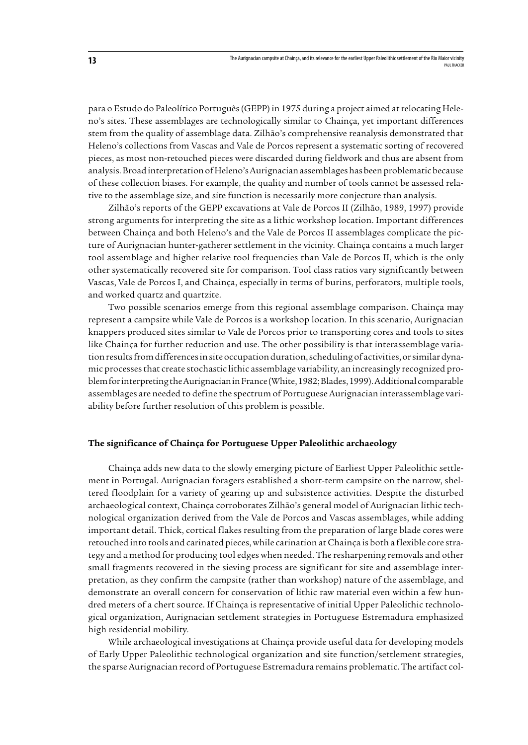para o Estudo do Paleolítico Português (GEPP) in 1975 during a project aimed at relocating Heleno's sites. These assemblages are technologically similar to Chainça, yet important differences stem from the quality of assemblage data. Zilhão's comprehensive reanalysis demonstrated that Heleno's collections from Vascas and Vale de Porcos represent a systematic sorting of recovered pieces, as most non-retouched pieces were discarded during fieldwork and thus are absent from analysis. Broad interpretation of Heleno's Aurignacian assemblages has been problematic because of these collection biases. For example, the quality and number of tools cannot be assessed relative to the assemblage size, and site function is necessarily more conjecture than analysis.

Zilhão's reports of the GEPP excavations at Vale de Porcos II (Zilhão, 1989, 1997) provide strong arguments for interpreting the site as a lithic workshop location. Important differences between Chainça and both Heleno's and the Vale de Porcos II assemblages complicate the picture of Aurignacian hunter-gatherer settlement in the vicinity. Chainça contains a much larger tool assemblage and higher relative tool frequencies than Vale de Porcos II, which is the only other systematically recovered site for comparison. Tool class ratios vary significantly between Vascas, Vale de Porcos I, and Chainça, especially in terms of burins, perforators, multiple tools, and worked quartz and quartzite.

Two possible scenarios emerge from this regional assemblage comparison. Chainça may represent a campsite while Vale de Porcos is a workshop location. In this scenario, Aurignacian knappers produced sites similar to Vale de Porcos prior to transporting cores and tools to sites like Chainça for further reduction and use. The other possibility is that interassemblage variation results from differences in site occupation duration, scheduling of activities, or similar dynamic processes that create stochastic lithic assemblage variability, an increasingly recognized problem for interpreting the Aurignacian in France (White, 1982; Blades, 1999). Additional comparable assemblages are needed to define the spectrum of Portuguese Aurignacian interassemblage variability before further resolution of this problem is possible.

## The significance of Chainça for Portuguese Upper Paleolithic archaeology

Chainça adds new data to the slowly emerging picture of Earliest Upper Paleolithic settlement in Portugal. Aurignacian foragers established a short-term campsite on the narrow, sheltered floodplain for a variety of gearing up and subsistence activities. Despite the disturbed archaeological context, Chainça corroborates Zilhão's general model of Aurignacian lithic technological organization derived from the Vale de Porcos and Vascas assemblages, while adding important detail. Thick, cortical flakes resulting from the preparation of large blade cores were retouched into tools and carinated pieces, while carination at Chainça is both a flexible core strategy and a method for producing tool edges when needed. The resharpening removals and other small fragments recovered in the sieving process are significant for site and assemblage interpretation, as they confirm the campsite (rather than workshop) nature of the assemblage, and demonstrate an overall concern for conservation of lithic raw material even within a few hundred meters of a chert source. If Chainça is representative of initial Upper Paleolithic technological organization, Aurignacian settlement strategies in Portuguese Estremadura emphasized high residential mobility.

While archaeological investigations at Chainça provide useful data for developing models of Early Upper Paleolithic technological organization and site function/settlement strategies, the sparse Aurignacian record of Portuguese Estremadura remains problematic. The artifact col-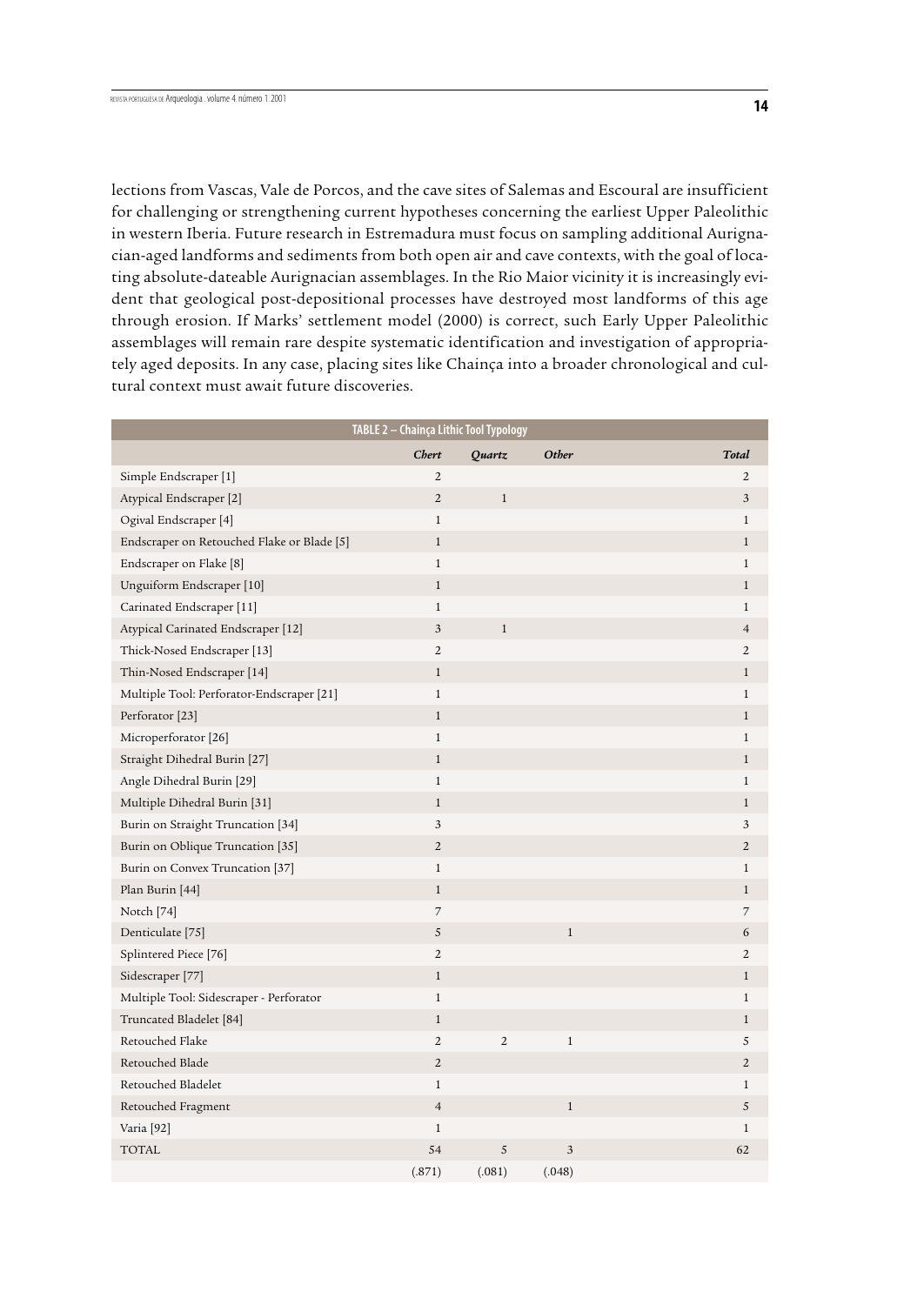lections from Vascas, Vale de Porcos, and the cave sites of Salemas and Escoural are insufficient for challenging or strengthening current hypotheses concerning the earliest Upper Paleolithic in western Iberia. Future research in Estremadura must focus on sampling additional Aurignacian-aged landforms and sediments from both open air and cave contexts, with the goal of locating absolute-dateable Aurignacian assemblages. In the Rio Maior vicinity it is increasingly evident that geological post-depositional processes have destroyed most landforms of this age through erosion. If Marks' settlement model (2000) is correct, such Early Upper Paleolithic assemblages will remain rare despite systematic identification and investigation of appropriately aged deposits. In any case, placing sites like Chainça into a broader chronological and cultural context must await future discoveries.

**TABLE 2 – Chainça Lithic Tool Typology**

| | *Chert* | *Quartz* | *Other* | *Total* |
|---|---|---|---|---|
| Simple Endscraper [1] | 2 | | | 2 |
| Atypical Endscraper [2] | 2 | 1 | | 3 |
| Ogival Endscraper [4] | 1 | | | 1 |
| Endscraper on Retouched Flake or Blade [5] | 1 | | | 1 |
| Endscraper on Flake [8] | 1 | | | 1 |
| Unguiform Endscraper [10] | 1 | | | 1 |
| Carinated Endscraper [11] | 1 | | | 1 |
| Atypical Carinated Endscraper [12] | 3 | 1 | | 4 |
| Thick-Nosed Endscraper [13] | 2 | | | 2 |
| Thin-Nosed Endscraper [14] | 1 | | | 1 |
| Multiple Tool: Perforator-Endscraper [21] | 1 | | | 1 |
| Perforator [23] | 1 | | | 1 |
| Microperforator [26] | 1 | | | 1 |
| Straight Dihedral Burin [27] | 1 | | | 1 |
| Angle Dihedral Burin [29] | 1 | | | 1 |
| Multiple Dihedral Burin [31] | 1 | | | 1 |
| Burin on Straight Truncation [34] | 3 | | | 3 |
| Burin on Oblique Truncation [35] | 2 | | | 2 |
| Burin on Convex Truncation [37] | 1 | | | 1 |
| Plan Burin [44] | 1 | | | 1 |
| Notch [74] | 7 | | | 7 |
| Denticulate [75] | 5 | | 1 | 6 |
| Splintered Piece [76] | 2 | | | 2 |
| Sidescraper [77] | 1 | | | 1 |
| Multiple Tool: Sidescraper - Perforator | 1 | | | 1 |
| Truncated Bladelet [84] | 1 | | | 1 |
| Retouched Flake | 2 | 2 | 1 | 5 |
| Retouched Blade | 2 | | | 2 |
| Retouched Bladelet | 1 | | | 1 |
| Retouched Fragment | 4 | | 1 | 5 |
| Varia [92] | 1 | | | 1 |
| TOTAL | 54 | 5 | 3 | 62 |
| | (.871) | (.081) | (.048) | |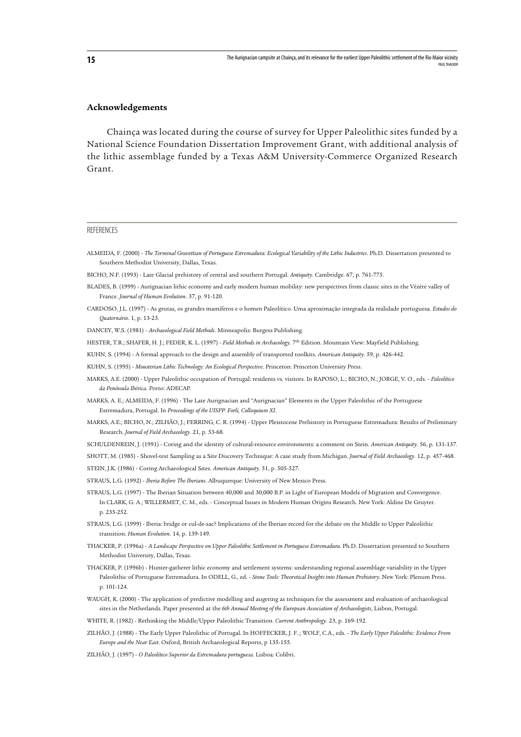## Acknowledgements

Chainça was located during the course of survey for Upper Paleolithic sites funded by a National Science Foundation Dissertation Improvement Grant, with additional analysis of the lithic assemblage funded by a Texas A&M University-Commerce Organized Research Grant.

## REFERENCES

ALMEIDA, F. (2000) - *The Terminal Gravettian of Portuguese Estremadura: Ecological Variability of the Lithic Industries*. Ph.D. Dissertation presented to Southern Methodist University, Dallas, Texas.

BICHO, N.F. (1993) - Late Glacial prehistory of central and southern Portugal. *Antiquity*. Cambridge. 67, p. 761-775.

BLADES, B. (1999) - Aurignacian lithic economy and early modern human mobility: new perspectives from classic sites in the Vézère valley of France. *Journal of Human Evolution*. 37, p. 91-120.

CARDOSO, J.L. (1997) - As grutas, os grandes mamíferos e o homen Paleolítico. Uma aproximação integrada da realidade portuguesa. *Estudos do Quaternário*. 1, p. 13-23.

DANCEY, W.S. (1981) - *Archaeological Field Methods*. Minneapolis: Burgess Publishing.

HESTER, T.R.; SHAFER, H. J.; FEDER, K. L. (1997) - *Field Methods in Archaeology*. 7th Edition. Mountain View: Mayfield Publishing.

KUHN, S. (1994) - A formal approach to the design and assembly of transported toolkits. *American Antiquity*. 59, p. 426-442.

KUHN, S. (1995) - *Mousterian Lithic Technology: An Ecological Perspective*. Princeton: Princeton University Press.

MARKS, A.E. (2000) - Upper Paleolithic occupation of Portugal: residents vs. visitors. In RAPOSO, L.; BICHO, N.; JORGE, V. O., eds. - *Paleolítico da Península Ibérica*. Porto: ADECAP.

MARKS, A. E.; ALMEIDA, F. (1996) - The Late Aurignacian and "Aurignacian" Elements in the Upper Paleolithic of the Portuguese Estremadura, Portugal. In *Proceedings of the UISPP. Forli, Colloquium XI*.

MARKS, A.E.; BICHO, N.; ZILHÃO, J.; FERRING, C. R. (1994) - Upper Pleistocene Prehistory in Portuguese Estremadura: Results of Preliminary Research. *Journal of Field Archaeology*. 21, p. 53-68.

SCHULDENREIN, J. (1991) - Coring and the identity of cultural-resource environments: a comment on Stein. *American Antiquity*. 56, p. 131-137.

SHOTT, M. (1985) - Shovel-test Sampling as a Site Discovery Technique: A case study from Michigan. *Journal of Field Archaeology*. 12, p. 457-468.

STEIN, J.K. (1986) - Coring Archaeological Sites. *American Antiquity*. 51, p. 505-527.

STRAUS, L.G. (1992) - *Iberia Before The Iberians*. Albuquerque: University of New Mexico Press.

STRAUS, L.G. (1997) - The Iberian Situation between 40,000 and 30,000 B.P. in Light of European Models of Migration and Convergence. In CLARK, G. A.; WILLERMET, C. M., eds. - Conceptual Issues in Modern Human Origins Research. New York: Aldine De Gruyter. p. 235-252.

STRAUS, L.G. (1999) - Iberia: bridge or cul-de-sac? Implications of the Iberian record for the debate on the Middle to Upper Paleolithic transition. *Human Evolution*. 14, p. 139-149.

THACKER, P. (1996a) - *A Landscape Perspective on Upper Paleolithic Settlement in Portuguese Estremadura*. Ph.D. Dissertation presented to Southern Methodist University, Dallas, Texas.

THACKER, P. (1996b) - Hunter-gatherer lithic economy and settlement systems: understanding regional assemblage variability in the Upper Paleolithic of Portuguese Estremadura. In ODELL, G., ed. - *Stone Tools: Theoretical Insights into Human Prehistory*. New York: Plenum Press. p. 101-124.

WAUGH, K. (2000) - The application of predictive modelling and augering as techniques for the assessment and evaluation of archaeological sites in the Netherlands. Paper presented at the *6th Annual Meeting of the European Association of Archaeologists*, Lisbon, Portugal.

WHITE, R. (1982) - Rethinking the Middle/Upper Paleolithic Transition. *Current Anthropology*. 23, p. 169-192.

ZILHÃO, J. (1988) - The Early Upper Paleolithic of Portugal. In HOFFECKER, J. F.; WOLF, C.A., eds. - *The Early Upper Paleolithic: Evidence From Europe and the Near East*. Oxford, British Archaeological Reports, p 135-155.

ZILHÃO, J. (1997) - *O Paleolítico Superior da Estremadura portuguesa*. Lisboa: Colibri.